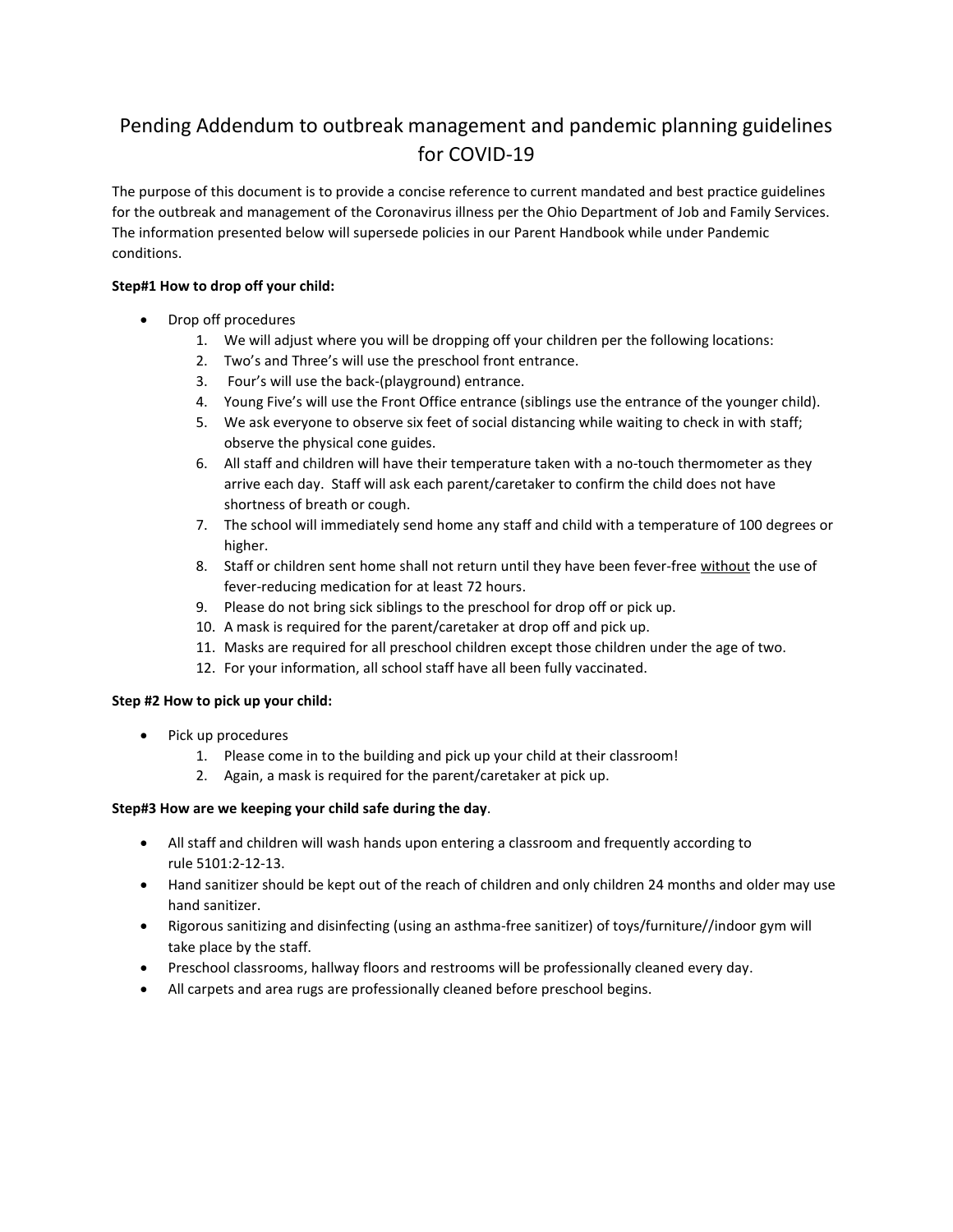# Pending Addendum to outbreak management and pandemic planning guidelines for COVID-19

The purpose of this document is to provide a concise reference to current mandated and best practice guidelines for the outbreak and management of the Coronavirus illness per the Ohio Department of Job and Family Services. The information presented below will supersede policies in our Parent Handbook while under Pandemic conditions.

**Step#1 How to drop off your child:**

- Drop off procedures
    1. We will adjust where you will be dropping off your children per the following locations:
    2. Two's and Three's will use the preschool front entrance.
    3. Four's will use the back-(playground) entrance.
    4. Young Five's will use the Front Office entrance (siblings use the entrance of the younger child).
    5. We ask everyone to observe six feet of social distancing while waiting to check in with staff; observe the physical cone guides.
    6. All staff and children will have their temperature taken with a no-touch thermometer as they arrive each day. Staff will ask each parent/caretaker to confirm the child does not have shortness of breath or cough.
    7. The school will immediately send home any staff and child with a temperature of 100 degrees or higher.
    8. Staff or children sent home shall not return until they have been fever-free <u>without</u> the use of fever-reducing medication for at least 72 hours.
    9. Please do not bring sick siblings to the preschool for drop off or pick up.
    10. A mask is required for the parent/caretaker at drop off and pick up.
    11. Masks are required for all preschool children except those children under the age of two.
    12. For your information, all school staff have all been fully vaccinated.

**Step #2 How to pick up your child:**

- Pick up procedures
    1. Please come in to the building and pick up your child at their classroom!
    2. Again, a mask is required for the parent/caretaker at pick up.

**Step#3 How are we keeping your child safe during the day**.

- All staff and children will wash hands upon entering a classroom and frequently according to rule 5101:2-12-13.
- Hand sanitizer should be kept out of the reach of children and only children 24 months and older may use hand sanitizer.
- Rigorous sanitizing and disinfecting (using an asthma-free sanitizer) of toys/furniture//indoor gym will take place by the staff.
- Preschool classrooms, hallway floors and restrooms will be professionally cleaned every day.
- All carpets and area rugs are professionally cleaned before preschool begins.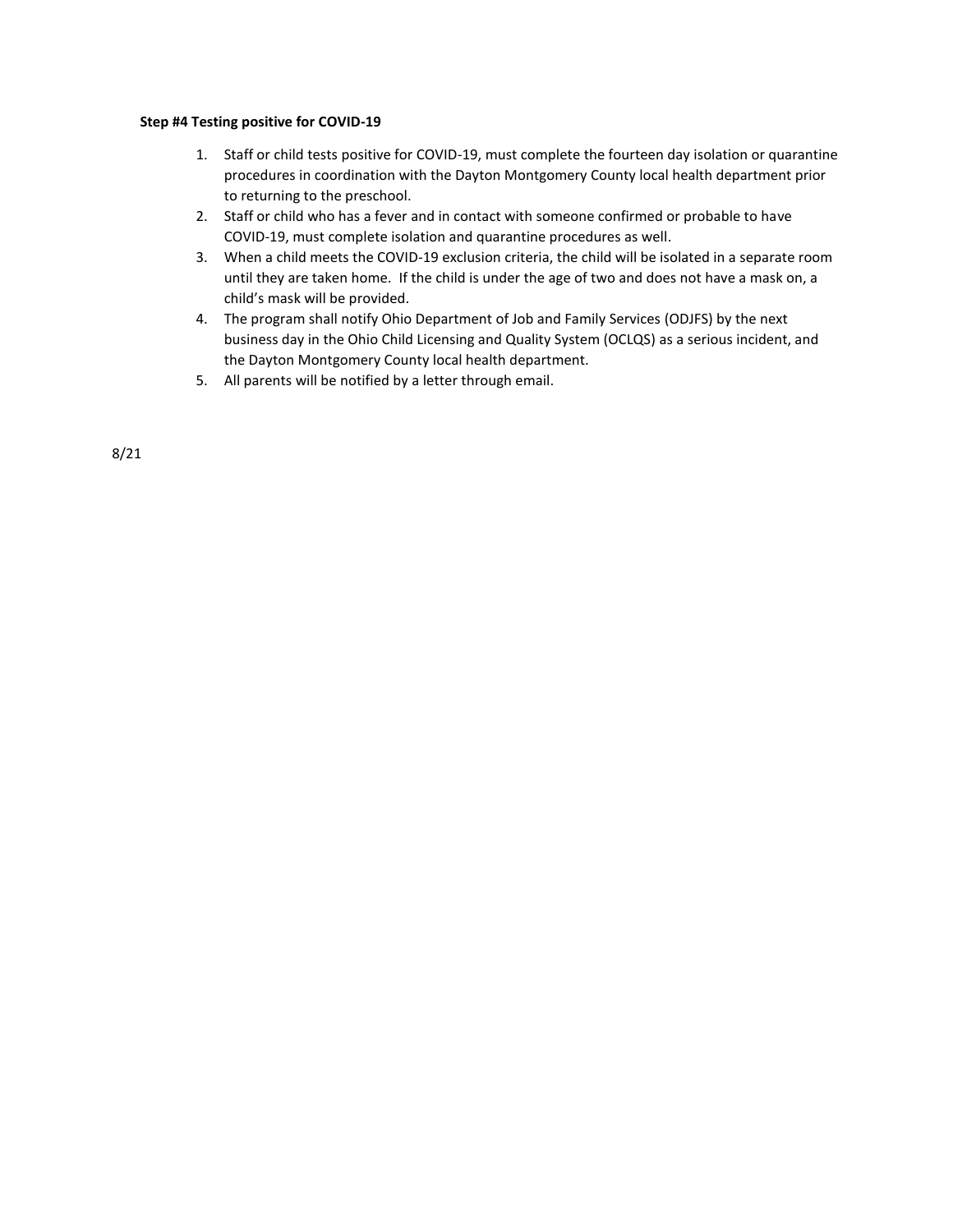**Step #4 Testing positive for COVID-19**

1. Staff or child tests positive for COVID-19, must complete the fourteen day isolation or quarantine procedures in coordination with the Dayton Montgomery County local health department prior to returning to the preschool.
2. Staff or child who has a fever and in contact with someone confirmed or probable to have COVID-19, must complete isolation and quarantine procedures as well.
3. When a child meets the COVID-19 exclusion criteria, the child will be isolated in a separate room until they are taken home. If the child is under the age of two and does not have a mask on, a child's mask will be provided.
4. The program shall notify Ohio Department of Job and Family Services (ODJFS) by the next business day in the Ohio Child Licensing and Quality System (OCLQS) as a serious incident, and the Dayton Montgomery County local health department.
5. All parents will be notified by a letter through email.

8/21